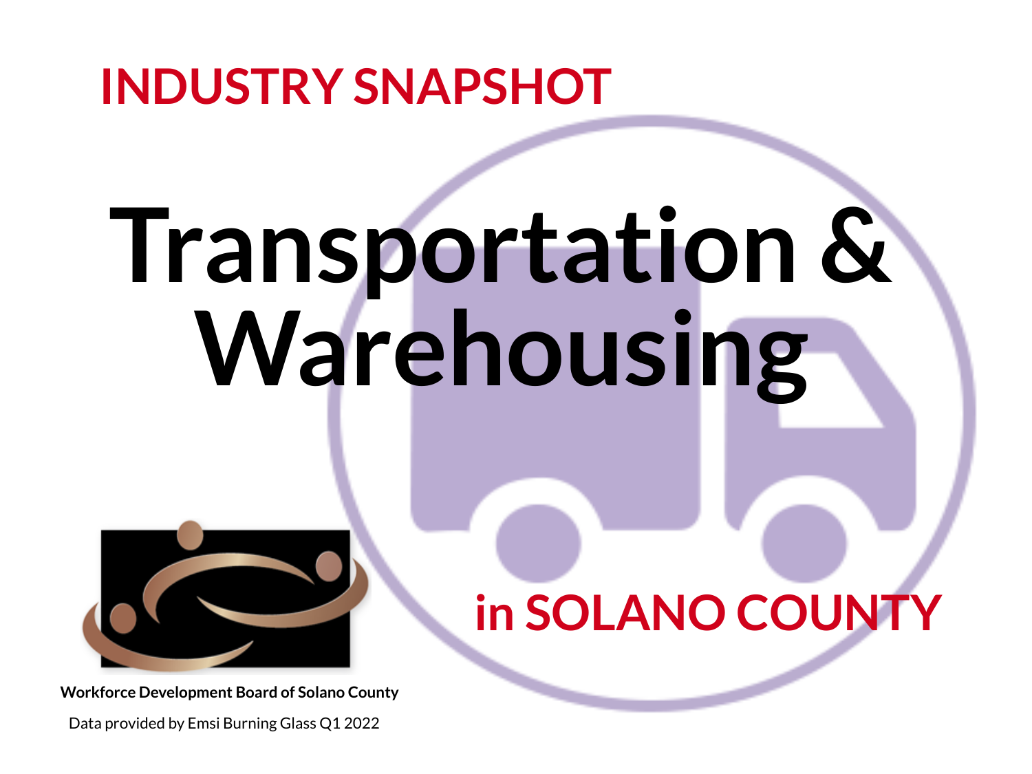## INDUSTRY SNAPSHOT

# Transportation & Warehousing

## in SOLANO COUNTY

**Workforce Development Board of Solano County**

Data provided by Emsi Burning Glass Q1 2022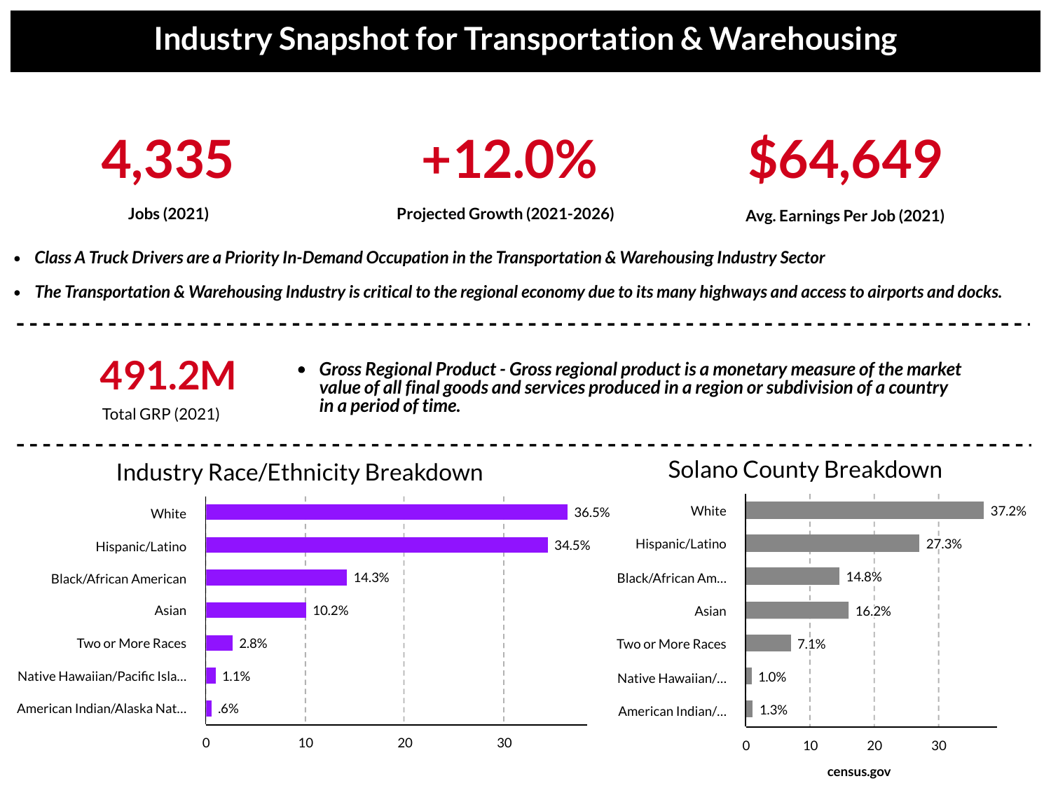# Industry Snapshot for Transportation & Warehousing

**4,335**

**Jobs (2021)**

**+12.0%**

**Projected Growth (2021-2026)**

**$64,649**

**Avg. Earnings Per Job (2021)**

- ***Class A Truck Drivers are a Priority In-Demand Occupation in the Transportation & Warehousing Industry Sector***
- ***The Transportation & Warehousing Industry is critical to the regional economy due to its many highways and access to airports and docks.***

---

**491.2M**

Total GRP (2021)

- ***Gross Regional Product - Gross regional product is a monetary measure of the market value of all final goods and services produced in a region or subdivision of a country in a period of time.***

---

## Industry Race/Ethnicity Breakdown

| Race/Ethnicity | Percent |
|---|---|
| White | 36.5% |
| Hispanic/Latino | 34.5% |
| Black/African American | 14.3% |
| Asian | 10.2% |
| Two or More Races | 2.8% |
| Native Hawaiian/Pacific Isla... | 1.1% |
| American Indian/Alaska Nat... | .6% |

## Solano County Breakdown

| Race/Ethnicity | Percent |
|---|---|
| White | 37.2% |
| Hispanic/Latino | 27.3% |
| Black/African Am... | 14.8% |
| Asian | 16.2% |
| Two or More Races | 7.1% |
| Native Hawaiian/... | 1.0% |
| American Indian/... | 1.3% |

**census.gov**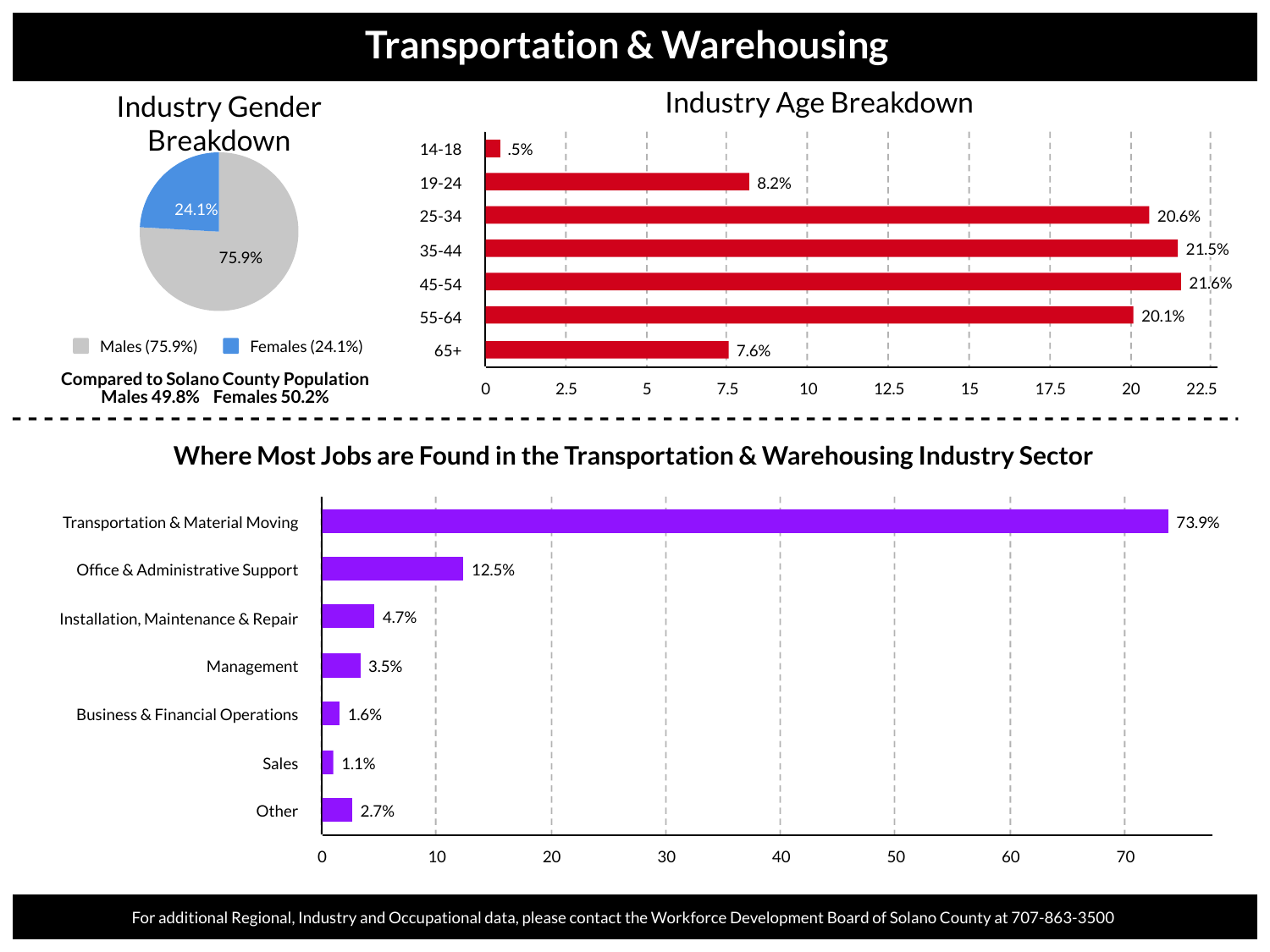# Transportation & Warehousing

## Industry Gender Breakdown

24.1%
75.9%

Males (75.9%) Females (24.1%)

**Compared to Solano County Population**
**Males 49.8% Females 50.2%**

## Industry Age Breakdown

14-18 .5%
19-24 8.2%
25-34 20.6%
35-44 21.5%
45-54 21.6%
55-64 20.1%
65+ 7.6%

0 2.5 5 7.5 10 12.5 15 17.5 20 22.5

## Where Most Jobs are Found in the Transportation & Warehousing Industry Sector

Transportation & Material Moving 73.9%
Office & Administrative Support 12.5%
Installation, Maintenance & Repair 4.7%
Management 3.5%
Business & Financial Operations 1.6%
Sales 1.1%
Other 2.7%

0 10 20 30 40 50 60 70

For additional Regional, Industry and Occupational data, please contact the Workforce Development Board of Solano County at 707-863-3500